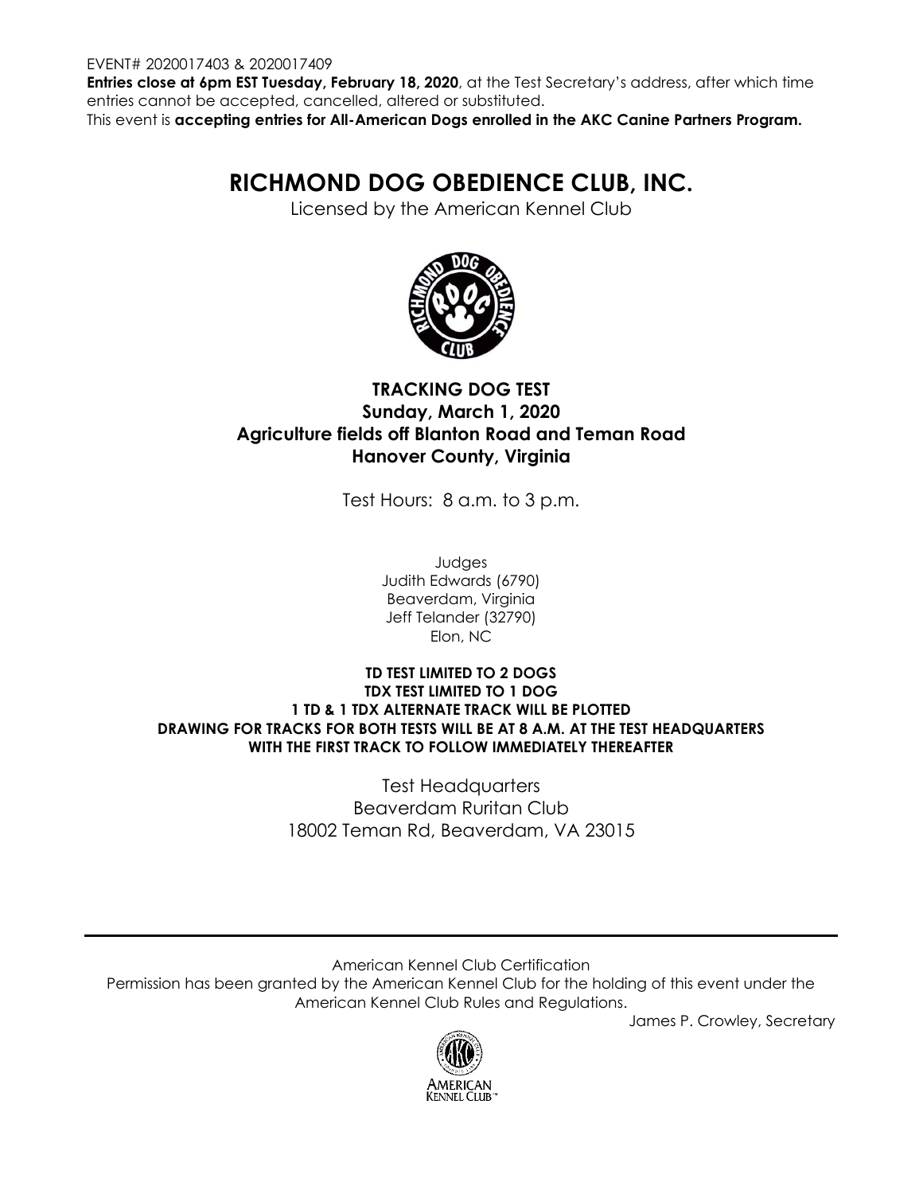EVENT# 2020017403 & 2020017409

**Entries close at 6pm EST Tuesday, February 18, 2020**, at the Test Secretary's address, after which time entries cannot be accepted, cancelled, altered or substituted.

This event is **accepting entries for All-American Dogs enrolled in the AKC Canine Partners Program.**

# RICHMOND DOG OBEDIENCE CLUB, INC.

Licensed by the American Kennel Club

## TRACKING DOG TEST
## Sunday, March 1, 2020
## Agriculture fields off Blanton Road and Teman Road
## Hanover County, Virginia

Test Hours: 8 a.m. to 3 p.m.

Judges
Judith Edwards (6790)
Beaverdam, Virginia
Jeff Telander (32790)
Elon, NC

**TD TEST LIMITED TO 2 DOGS**
**TDX TEST LIMITED TO 1 DOG**
**1 TD & 1 TDX ALTERNATE TRACK WILL BE PLOTTED**
**DRAWING FOR TRACKS FOR BOTH TESTS WILL BE AT 8 A.M. AT THE TEST HEADQUARTERS WITH THE FIRST TRACK TO FOLLOW IMMEDIATELY THEREAFTER**

Test Headquarters
Beaverdam Ruritan Club
18002 Teman Rd, Beaverdam, VA 23015

---

American Kennel Club Certification

Permission has been granted by the American Kennel Club for the holding of this event under the American Kennel Club Rules and Regulations.

James P. Crowley, Secretary

AMERICAN KENNEL CLUB™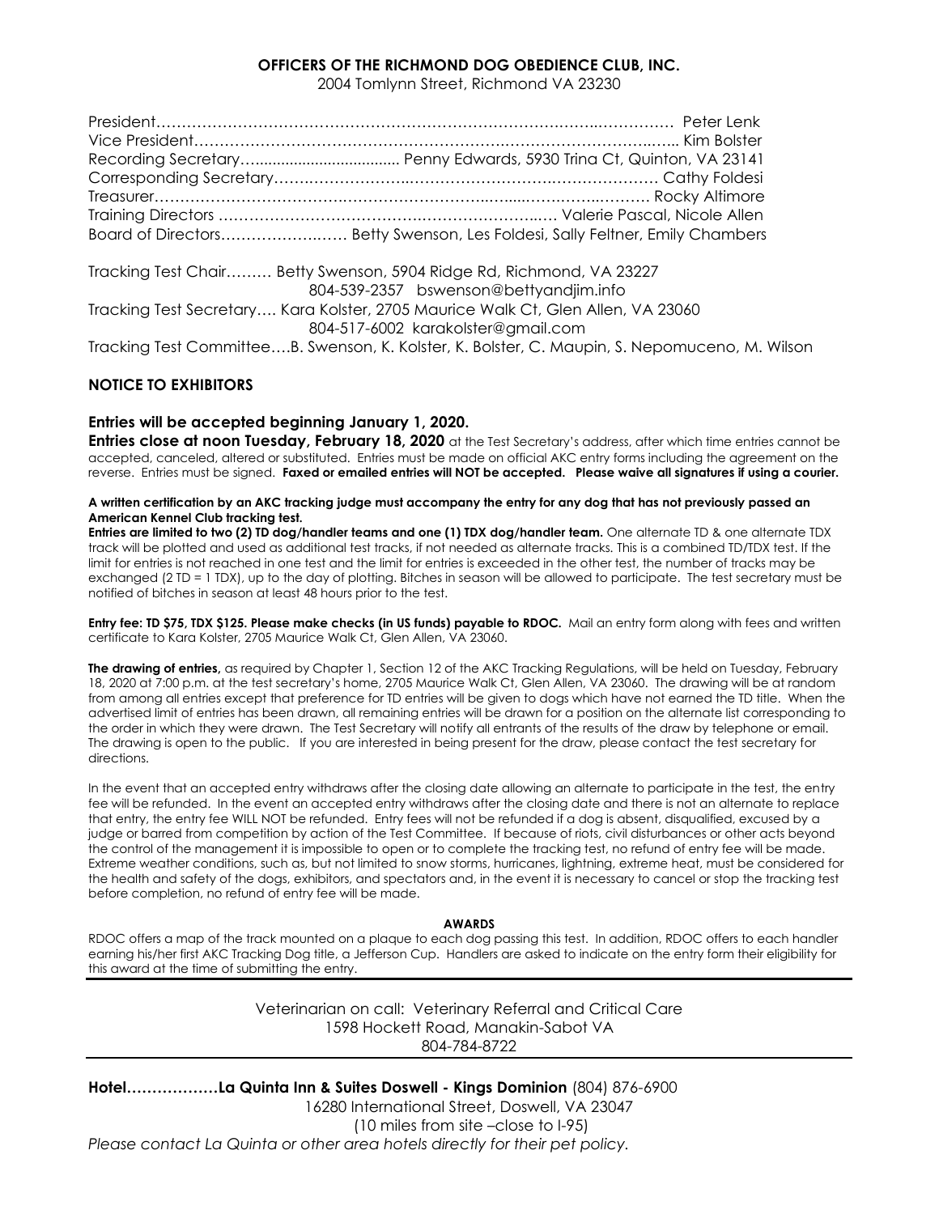**OFFICERS OF THE RICHMOND DOG OBEDIENCE CLUB, INC.**

2004 Tomlynn Street, Richmond VA 23230

President…………………………………………………………………………………… Peter Lenk
Vice President…………………………………………………………………………………… Kim Bolster
Recording Secretary…................................ Penny Edwards, 5930 Trina Ct, Quinton, VA 23141
Corresponding Secretary……………………………………………………………………… Cathy Foldesi
Treasurer……………………………………………………………………………………… Rocky Altimore
Training Directors ……………………………………………………………… Valerie Pascal, Nicole Allen
Board of Directors……………………… Betty Swenson, Les Foldesi, Sally Feltner, Emily Chambers

Tracking Test Chair……… Betty Swenson, 5904 Ridge Rd, Richmond, VA 23227
804-539-2357 bswenson@bettyandjim.info
Tracking Test Secretary…. Kara Kolster, 2705 Maurice Walk Ct, Glen Allen, VA 23060
804-517-6002 karakolster@gmail.com
Tracking Test Committee….B. Swenson, K. Kolster, K. Bolster, C. Maupin, S. Nepomuceno, M. Wilson

## NOTICE TO EXHIBITORS

### Entries will be accepted beginning January 1, 2020.

**Entries close at noon Tuesday, February 18, 2020** at the Test Secretary's address, after which time entries cannot be accepted, canceled, altered or substituted. Entries must be made on official AKC entry forms including the agreement on the reverse. Entries must be signed. **Faxed or emailed entries will NOT be accepted. Please waive all signatures if using a courier.**

**A written certification by an AKC tracking judge must accompany the entry for any dog that has not previously passed an American Kennel Club tracking test.**

**Entries are limited to two (2) TD dog/handler teams and one (1) TDX dog/handler team.** One alternate TD & one alternate TDX track will be plotted and used as additional test tracks, if not needed as alternate tracks. This is a combined TD/TDX test. If the limit for entries is not reached in one test and the limit for entries is exceeded in the other test, the number of tracks may be exchanged (2 TD = 1 TDX), up to the day of plotting. Bitches in season will be allowed to participate. The test secretary must be notified of bitches in season at least 48 hours prior to the test.

**Entry fee: TD $75, TDX $125. Please make checks (in US funds) payable to RDOC.** Mail an entry form along with fees and written certificate to Kara Kolster, 2705 Maurice Walk Ct, Glen Allen, VA 23060.

**The drawing of entries,** as required by Chapter 1, Section 12 of the AKC Tracking Regulations, will be held on Tuesday, February 18, 2020 at 7:00 p.m. at the test secretary's home, 2705 Maurice Walk Ct, Glen Allen, VA 23060. The drawing will be at random from among all entries except that preference for TD entries will be given to dogs which have not earned the TD title. When the advertised limit of entries has been drawn, all remaining entries will be drawn for a position on the alternate list corresponding to the order in which they were drawn. The Test Secretary will notify all entrants of the results of the draw by telephone or email. The drawing is open to the public. If you are interested in being present for the draw, please contact the test secretary for directions.

In the event that an accepted entry withdraws after the closing date allowing an alternate to participate in the test, the entry fee will be refunded. In the event an accepted entry withdraws after the closing date and there is not an alternate to replace that entry, the entry fee WILL NOT be refunded. Entry fees will not be refunded if a dog is absent, disqualified, excused by a judge or barred from competition by action of the Test Committee. If because of riots, civil disturbances or other acts beyond the control of the management it is impossible to open or to complete the tracking test, no refund of entry fee will be made. Extreme weather conditions, such as, but not limited to snow storms, hurricanes, lightning, extreme heat, must be considered for the health and safety of the dogs, exhibitors, and spectators and, in the event it is necessary to cancel or stop the tracking test before completion, no refund of entry fee will be made.

**AWARDS**

RDOC offers a map of the track mounted on a plaque to each dog passing this test. In addition, RDOC offers to each handler earning his/her first AKC Tracking Dog title, a Jefferson Cup. Handlers are asked to indicate on the entry form their eligibility for this award at the time of submitting the entry.

Veterinarian on call: Veterinary Referral and Critical Care
1598 Hockett Road, Manakin-Sabot VA
804-784-8722

**Hotel………………La Quinta Inn & Suites Doswell - Kings Dominion** (804) 876-6900
16280 International Street, Doswell, VA 23047
(10 miles from site –close to I-95)

*Please contact La Quinta or other area hotels directly for their pet policy.*